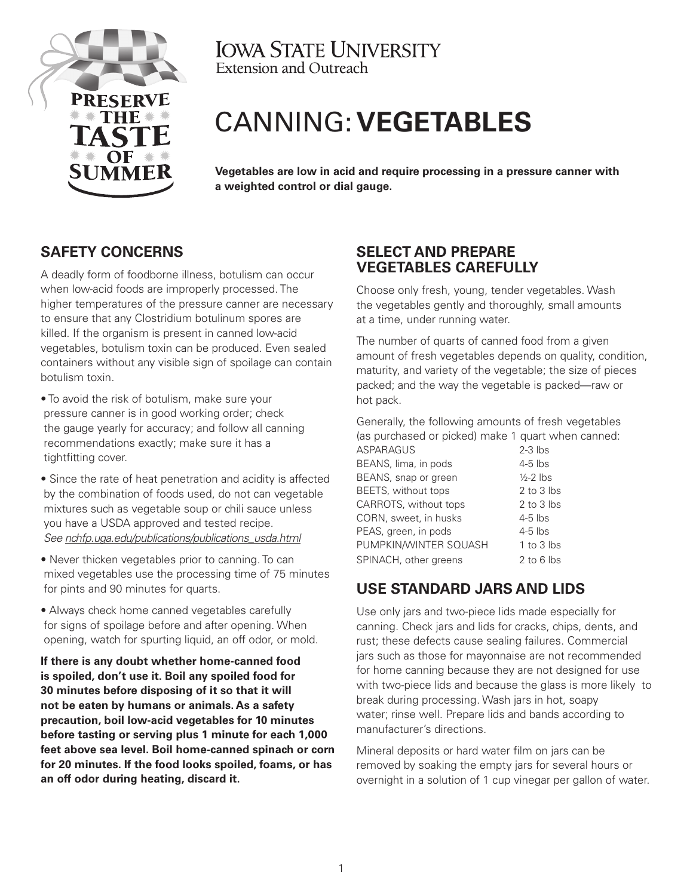Iowa State University
Extension and Outreach

# CANNING: **VEGETABLES**

**Vegetables are low in acid and require processing in a pressure canner with a weighted control or dial gauge.**

## SAFETY CONCERNS

A deadly form of foodborne illness, botulism can occur when low-acid foods are improperly processed. The higher temperatures of the pressure canner are necessary to ensure that any Clostridium botulinum spores are killed. If the organism is present in canned low-acid vegetables, botulism toxin can be produced. Even sealed containers without any visible sign of spoilage can contain botulism toxin.

- To avoid the risk of botulism, make sure your pressure canner is in good working order; check the gauge yearly for accuracy; and follow all canning recommendations exactly; make sure it has a tightfitting cover.
- Since the rate of heat penetration and acidity is affected by the combination of foods used, do not can vegetable mixtures such as vegetable soup or chili sauce unless you have a USDA approved and tested recipe. *See nchfp.uga.edu/publications/publications_usda.html*
- Never thicken vegetables prior to canning. To can mixed vegetables use the processing time of 75 minutes for pints and 90 minutes for quarts.
- Always check home canned vegetables carefully for signs of spoilage before and after opening. When opening, watch for spurting liquid, an off odor, or mold.

**If there is any doubt whether home-canned food is spoiled, don't use it. Boil any spoiled food for 30 minutes before disposing of it so that it will not be eaten by humans or animals. As a safety precaution, boil low-acid vegetables for 10 minutes before tasting or serving plus 1 minute for each 1,000 feet above sea level. Boil home-canned spinach or corn for 20 minutes. If the food looks spoiled, foams, or has an off odor during heating, discard it.**

## SELECT AND PREPARE VEGETABLES CAREFULLY

Choose only fresh, young, tender vegetables. Wash the vegetables gently and thoroughly, small amounts at a time, under running water.

The number of quarts of canned food from a given amount of fresh vegetables depends on quality, condition, maturity, and variety of the vegetable; the size of pieces packed; and the way the vegetable is packed—raw or hot pack.

Generally, the following amounts of fresh vegetables (as purchased or picked) make 1 quart when canned:

| | |
|---|---|
| ASPARAGUS | 2-3 lbs |
| BEANS, lima, in pods | 4-5 lbs |
| BEANS, snap or green | ½-2 lbs |
| BEETS, without tops | 2 to 3 lbs |
| CARROTS, without tops | 2 to 3 lbs |
| CORN, sweet, in husks | 4-5 lbs |
| PEAS, green, in pods | 4-5 lbs |
| PUMPKIN/WINTER SQUASH | 1 to 3 lbs |
| SPINACH, other greens | 2 to 6 lbs |

## USE STANDARD JARS AND LIDS

Use only jars and two-piece lids made especially for canning. Check jars and lids for cracks, chips, dents, and rust; these defects cause sealing failures. Commercial jars such as those for mayonnaise are not recommended for home canning because they are not designed for use with two-piece lids and because the glass is more likely to break during processing. Wash jars in hot, soapy water; rinse well. Prepare lids and bands according to manufacturer's directions.

Mineral deposits or hard water film on jars can be removed by soaking the empty jars for several hours or overnight in a solution of 1 cup vinegar per gallon of water.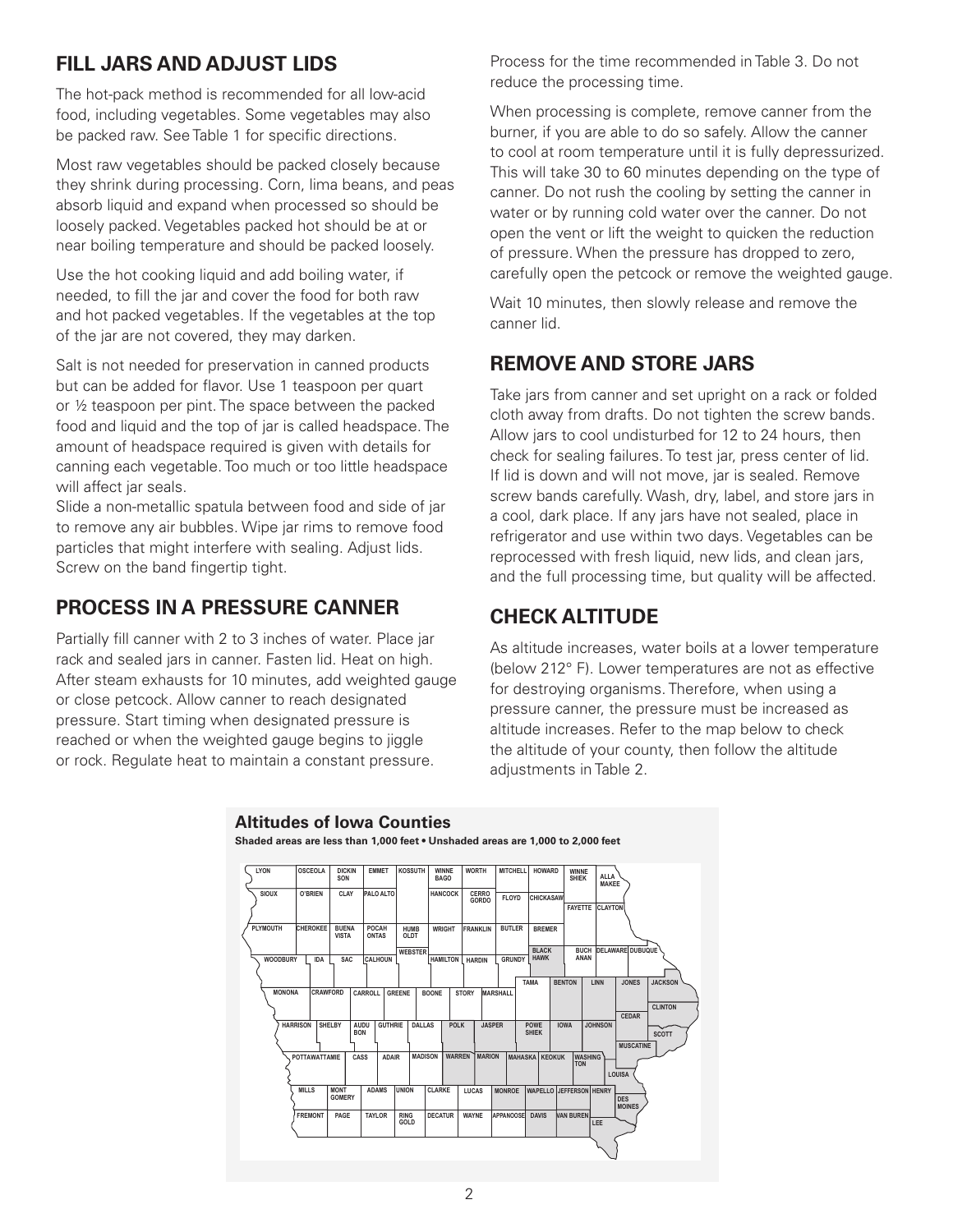## FILL JARS AND ADJUST LIDS

The hot-pack method is recommended for all low-acid food, including vegetables. Some vegetables may also be packed raw. See Table 1 for specific directions.

Most raw vegetables should be packed closely because they shrink during processing. Corn, lima beans, and peas absorb liquid and expand when processed so should be loosely packed. Vegetables packed hot should be at or near boiling temperature and should be packed loosely.

Use the hot cooking liquid and add boiling water, if needed, to fill the jar and cover the food for both raw and hot packed vegetables. If the vegetables at the top of the jar are not covered, they may darken.

Salt is not needed for preservation in canned products but can be added for flavor. Use 1 teaspoon per quart or ½ teaspoon per pint. The space between the packed food and liquid and the top of jar is called headspace. The amount of headspace required is given with details for canning each vegetable. Too much or too little headspace will affect jar seals.

Slide a non-metallic spatula between food and side of jar to remove any air bubbles. Wipe jar rims to remove food particles that might interfere with sealing. Adjust lids. Screw on the band fingertip tight.

## PROCESS IN A PRESSURE CANNER

Partially fill canner with 2 to 3 inches of water. Place jar rack and sealed jars in canner. Fasten lid. Heat on high. After steam exhausts for 10 minutes, add weighted gauge or close petcock. Allow canner to reach designated pressure. Start timing when designated pressure is reached or when the weighted gauge begins to jiggle or rock. Regulate heat to maintain a constant pressure.

Process for the time recommended in Table 3. Do not reduce the processing time.

When processing is complete, remove canner from the burner, if you are able to do so safely. Allow the canner to cool at room temperature until it is fully depressurized. This will take 30 to 60 minutes depending on the type of canner. Do not rush the cooling by setting the canner in water or by running cold water over the canner. Do not open the vent or lift the weight to quicken the reduction of pressure. When the pressure has dropped to zero, carefully open the petcock or remove the weighted gauge.

Wait 10 minutes, then slowly release and remove the canner lid.

## REMOVE AND STORE JARS

Take jars from canner and set upright on a rack or folded cloth away from drafts. Do not tighten the screw bands. Allow jars to cool undisturbed for 12 to 24 hours, then check for sealing failures. To test jar, press center of lid. If lid is down and will not move, jar is sealed. Remove screw bands carefully. Wash, dry, label, and store jars in a cool, dark place. If any jars have not sealed, place in refrigerator and use within two days. Vegetables can be reprocessed with fresh liquid, new lids, and clean jars, and the full processing time, but quality will be affected.

## CHECK ALTITUDE

As altitude increases, water boils at a lower temperature (below 212° F). Lower temperatures are not as effective for destroying organisms. Therefore, when using a pressure canner, the pressure must be increased as altitude increases. Refer to the map below to check the altitude of your county, then follow the altitude adjustments in Table 2.

**Altitudes of Iowa Counties**

**Shaded areas are less than 1,000 feet • Unshaded areas are 1,000 to 2,000 feet**

LYON, OSCEOLA, DICKINSON, EMMET, KOSSUTH, WINNEBAGO, WORTH, MITCHELL, HOWARD, WINNESHIEK, ALLAMAKEE
SIOUX, O'BRIEN, CLAY, PALO ALTO, HANCOCK, CERRO GORDO, FLOYD, CHICKASAW, FAYETTE, CLAYTON
PLYMOUTH, CHEROKEE, BUENA VISTA, POCAHONTAS, HUMBOLDT, WEBSTER, WRIGHT, FRANKLIN, BUTLER, BREMER
WOODBURY, IDA, SAC, CALHOUN, HAMILTON, HARDIN, GRUNDY, BLACK HAWK, BUCHANAN, DELAWARE, DUBUQUE
MONONA, CRAWFORD, CARROLL, GREENE, BOONE, STORY, MARSHALL, TAMA, BENTON, LINN, JONES, JACKSON, CLINTON, CEDAR
HARRISON, SHELBY, AUDUBON, GUTHRIE, DALLAS, POLK, JASPER, POWESHIEK, IOWA, JOHNSON, SCOTT, MUSCATINE
POTTAWATTAMIE, CASS, ADAIR, MADISON, WARREN, MARION, MAHASKA, KEOKUK, WASHINGTON, LOUISA
MILLS, MONTGOMERY, ADAMS, UNION, CLARKE, LUCAS, MONROE, WAPELLO, JEFFERSON, HENRY, DES MOINES
FREMONT, PAGE, TAYLOR, RINGGOLD, DECATUR, WAYNE, APPANOOSE, DAVIS, VAN BUREN, LEE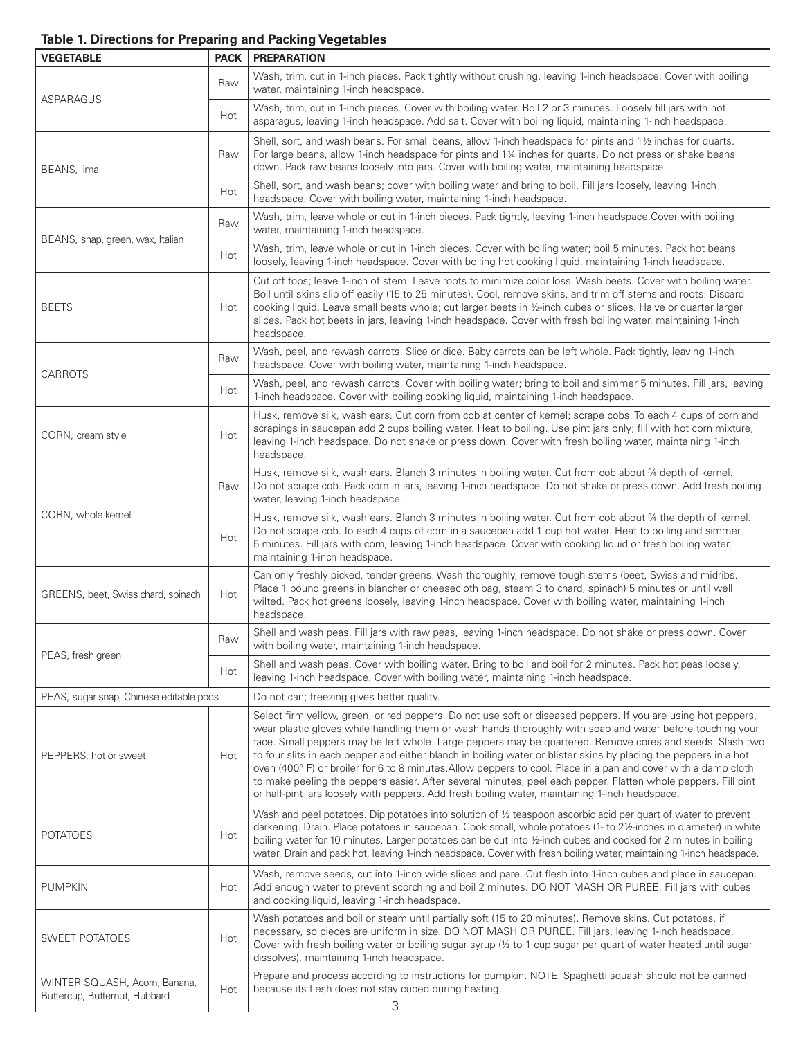**Table 1. Directions for Preparing and Packing Vegetables**

| VEGETABLE | PACK | PREPARATION |
|---|---|---|
| ASPARAGUS | Raw | Wash, trim, cut in 1-inch pieces. Pack tightly without crushing, leaving 1-inch headspace. Cover with boiling water, maintaining 1-inch headspace. |
| | Hot | Wash, trim, cut in 1-inch pieces. Cover with boiling water. Boil 2 or 3 minutes. Loosely fill jars with hot asparagus, leaving 1-inch headspace. Add salt. Cover with boiling liquid, maintaining 1-inch headspace. |
| BEANS, lima | Raw | Shell, sort, and wash beans. For small beans, allow 1-inch headspace for pints and 1½ inches for quarts. For large beans, allow 1-inch headspace for pints and 1¼ inches for quarts. Do not press or shake beans down. Pack raw beans loosely into jars. Cover with boiling water, maintaining headspace. |
| | Hot | Shell, sort, and wash beans; cover with boiling water and bring to boil. Fill jars loosely, leaving 1-inch headspace. Cover with boiling water, maintaining 1-inch headspace. |
| BEANS, snap, green, wax, Italian | Raw | Wash, trim, leave whole or cut in 1-inch pieces. Pack tightly, leaving 1-inch headspace.Cover with boiling water, maintaining 1-inch headspace. |
| | Hot | Wash, trim, leave whole or cut in 1-inch pieces. Cover with boiling water; boil 5 minutes. Pack hot beans loosely, leaving 1-inch headspace. Cover with boiling hot cooking liquid, maintaining 1-inch headspace. |
| BEETS | Hot | Cut off tops; leave 1-inch of stem. Leave roots to minimize color loss. Wash beets. Cover with boiling water. Boil until skins slip off easily (15 to 25 minutes). Cool, remove skins, and trim off stems and roots. Discard cooking liquid. Leave small beets whole; cut larger beets in ½-inch cubes or slices. Halve or quarter larger slices. Pack hot beets in jars, leaving 1-inch headspace. Cover with fresh boiling water, maintaining 1-inch headspace. |
| CARROTS | Raw | Wash, peel, and rewash carrots. Slice or dice. Baby carrots can be left whole. Pack tightly, leaving 1-inch headspace. Cover with boiling water, maintaining 1-inch headspace. |
| | Hot | Wash, peel, and rewash carrots. Cover with boiling water; bring to boil and simmer 5 minutes. Fill jars, leaving 1-inch headspace. Cover with boiling cooking liquid, maintaining 1-inch headspace. |
| CORN, cream style | Hot | Husk, remove silk, wash ears. Cut corn from cob at center of kernel; scrape cobs. To each 4 cups of corn and scrapings in saucepan add 2 cups boiling water. Heat to boiling. Use pint jars only; fill with hot corn mixture, leaving 1-inch headspace. Do not shake or press down. Cover with fresh boiling water, maintaining 1-inch headspace. |
| CORN, whole kernel | Raw | Husk, remove silk, wash ears. Blanch 3 minutes in boiling water. Cut from cob about ¾ depth of kernel. Do not scrape cob. Pack corn in jars, leaving 1-inch headspace. Do not shake or press down. Add fresh boiling water, leaving 1-inch headspace. |
| | Hot | Husk, remove silk, wash ears. Blanch 3 minutes in boiling water. Cut from cob about ¾ the depth of kernel. Do not scrape cob. To each 4 cups of corn in a saucepan add 1 cup hot water. Heat to boiling and simmer 5 minutes. Fill jars with corn, leaving 1-inch headspace. Cover with cooking liquid or fresh boiling water, maintaining 1-inch headspace. |
| GREENS, beet, Swiss chard, spinach | Hot | Can only freshly picked, tender greens. Wash thoroughly, remove tough stems (beet, Swiss and midribs. Place 1 pound greens in blancher or cheesecloth bag, steam 3 to chard, spinach) 5 minutes or until well wilted. Pack hot greens loosely, leaving 1-inch headspace. Cover with boiling water, maintaining 1-inch headspace. |
| PEAS, fresh green | Raw | Shell and wash peas. Fill jars with raw peas, leaving 1-inch headspace. Do not shake or press down. Cover with boiling water, maintaining 1-inch headspace. |
| | Hot | Shell and wash peas. Cover with boiling water. Bring to boil and boil for 2 minutes. Pack hot peas loosely, leaving 1-inch headspace. Cover with boiling water, maintaining 1-inch headspace. |
| PEAS, sugar snap, Chinese editable pods | | Do not can; freezing gives better quality. |
| PEPPERS, hot or sweet | Hot | Select firm yellow, green, or red peppers. Do not use soft or diseased peppers. If you are using hot peppers, wear plastic gloves while handling them or wash hands thoroughly with soap and water before touching your face. Small peppers may be left whole. Large peppers may be quartered. Remove cores and seeds. Slash two to four slits in each pepper and either blanch in boiling water or blister skins by placing the peppers in a hot oven (400° F) or broiler for 6 to 8 minutes.Allow peppers to cool. Place in a pan and cover with a damp cloth to make peeling the peppers easier. After several minutes, peel each pepper. Flatten whole peppers. Fill pint or half-pint jars loosely with peppers. Add fresh boiling water, maintaining 1-inch headspace. |
| POTATOES | Hot | Wash and peel potatoes. Dip potatoes into solution of ½ teaspoon ascorbic acid per quart of water to prevent darkening. Drain. Place potatoes in saucepan. Cook small, whole potatoes (1- to 2½-inches in diameter) in white boiling water for 10 minutes. Larger potatoes can be cut into ½-inch cubes and cooked for 2 minutes in boiling water. Drain and pack hot, leaving 1-inch headspace. Cover with fresh boiling water, maintaining 1-inch headspace. |
| PUMPKIN | Hot | Wash, remove seeds, cut into 1-inch wide slices and pare. Cut flesh into 1-inch cubes and place in saucepan. Add enough water to prevent scorching and boil 2 minutes. DO NOT MASH OR PUREE. Fill jars with cubes and cooking liquid, leaving 1-inch headspace. |
| SWEET POTATOES | Hot | Wash potatoes and boil or steam until partially soft (15 to 20 minutes). Remove skins. Cut potatoes, if necessary, so pieces are uniform in size. DO NOT MASH OR PUREE. Fill jars, leaving 1-inch headspace. Cover with fresh boiling water or boiling sugar syrup (½ to 1 cup sugar per quart of water heated until sugar dissolves), maintaining 1-inch headspace. |
| WINTER SQUASH, Acorn, Banana, Buttercup, Butternut, Hubbard | Hot | Prepare and process according to instructions for pumpkin. NOTE: Spaghetti squash should not be canned because its flesh does not stay cubed during heating. |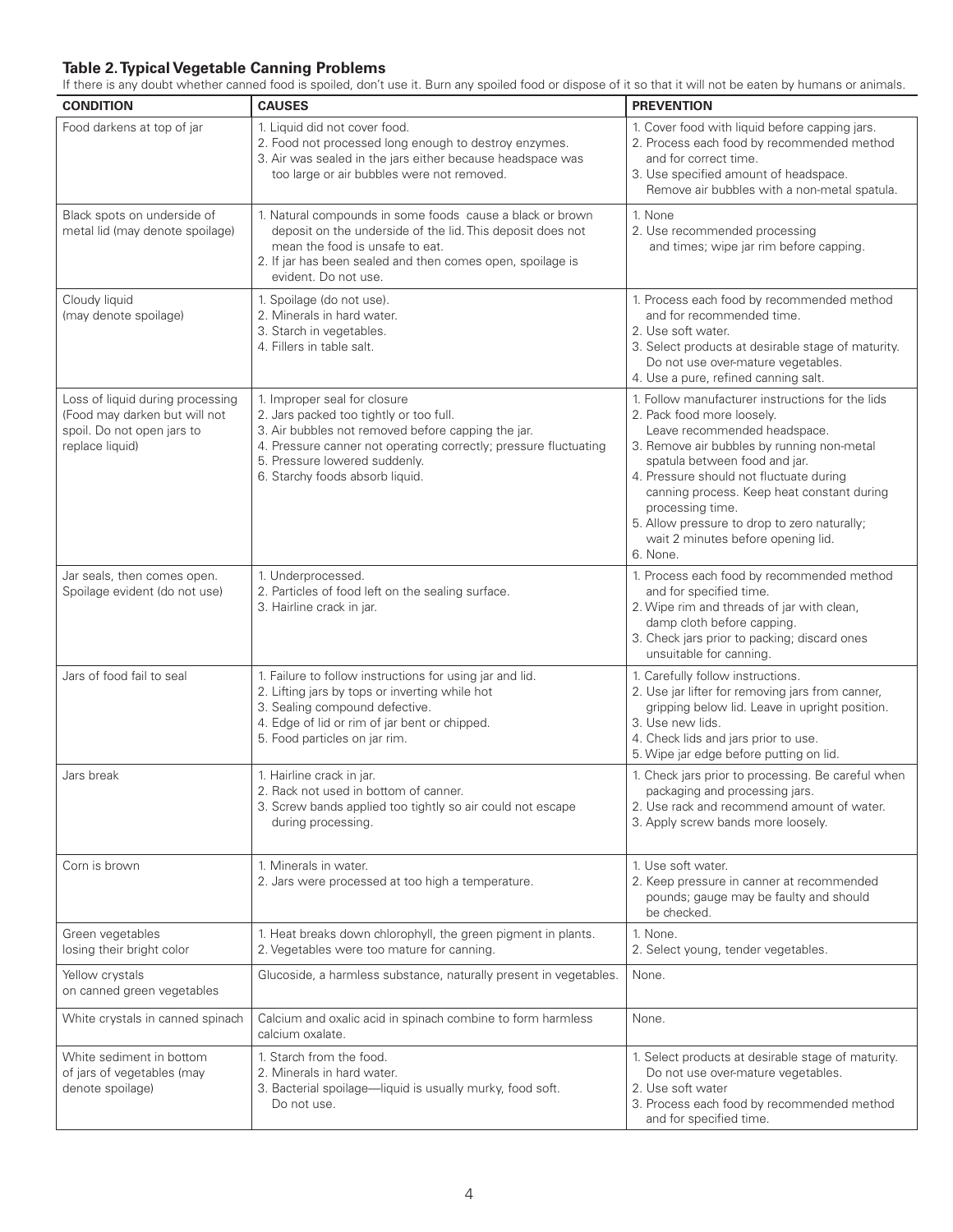**Table 2. Typical Vegetable Canning Problems**

If there is any doubt whether canned food is spoiled, don't use it. Burn any spoiled food or dispose of it so that it will not be eaten by humans or animals.

| CONDITION | CAUSES | PREVENTION |
|---|---|---|
| Food darkens at top of jar | 1. Liquid did not cover food.<br>2. Food not processed long enough to destroy enzymes.<br>3. Air was sealed in the jars either because headspace was too large or air bubbles were not removed. | 1. Cover food with liquid before capping jars.<br>2. Process each food by recommended method and for correct time.<br>3. Use specified amount of headspace. Remove air bubbles with a non-metal spatula. |
| Black spots on underside of metal lid (may denote spoilage) | 1. Natural compounds in some foods cause a black or brown deposit on the underside of the lid. This deposit does not mean the food is unsafe to eat.<br>2. If jar has been sealed and then comes open, spoilage is evident. Do not use. | 1. None<br>2. Use recommended processing and times; wipe jar rim before capping. |
| Cloudy liquid (may denote spoilage) | 1. Spoilage (do not use).<br>2. Minerals in hard water.<br>3. Starch in vegetables.<br>4. Fillers in table salt. | 1. Process each food by recommended method and for recommended time.<br>2. Use soft water.<br>3. Select products at desirable stage of maturity. Do not use over-mature vegetables.<br>4. Use a pure, refined canning salt. |
| Loss of liquid during processing (Food may darken but will not spoil. Do not open jars to replace liquid) | 1. Improper seal for closure<br>2. Jars packed too tightly or too full.<br>3. Air bubbles not removed before capping the jar.<br>4. Pressure canner not operating correctly; pressure fluctuating<br>5. Pressure lowered suddenly.<br>6. Starchy foods absorb liquid. | 1. Follow manufacturer instructions for the lids<br>2. Pack food more loosely. Leave recommended headspace.<br>3. Remove air bubbles by running non-metal spatula between food and jar.<br>4. Pressure should not fluctuate during canning process. Keep heat constant during processing time.<br>5. Allow pressure to drop to zero naturally; wait 2 minutes before opening lid.<br>6. None. |
| Jar seals, then comes open. Spoilage evident (do not use) | 1. Underprocessed.<br>2. Particles of food left on the sealing surface.<br>3. Hairline crack in jar. | 1. Process each food by recommended method and for specified time.<br>2. Wipe rim and threads of jar with clean, damp cloth before capping.<br>3. Check jars prior to packing; discard ones unsuitable for canning. |
| Jars of food fail to seal | 1. Failure to follow instructions for using jar and lid.<br>2. Lifting jars by tops or inverting while hot<br>3. Sealing compound defective.<br>4. Edge of lid or rim of jar bent or chipped.<br>5. Food particles on jar rim. | 1. Carefully follow instructions.<br>2. Use jar lifter for removing jars from canner, gripping below lid. Leave in upright position.<br>3. Use new lids.<br>4. Check lids and jars prior to use.<br>5. Wipe jar edge before putting on lid. |
| Jars break | 1. Hairline crack in jar.<br>2. Rack not used in bottom of canner.<br>3. Screw bands applied too tightly so air could not escape during processing. | 1. Check jars prior to processing. Be careful when packaging and processing jars.<br>2. Use rack and recommend amount of water.<br>3. Apply screw bands more loosely. |
| Corn is brown | 1. Minerals in water.<br>2. Jars were processed at too high a temperature. | 1. Use soft water.<br>2. Keep pressure in canner at recommended pounds; gauge may be faulty and should be checked. |
| Green vegetables losing their bright color | 1. Heat breaks down chlorophyll, the green pigment in plants.<br>2. Vegetables were too mature for canning. | 1. None.<br>2. Select young, tender vegetables. |
| Yellow crystals on canned green vegetables | Glucoside, a harmless substance, naturally present in vegetables. | None. |
| White crystals in canned spinach | Calcium and oxalic acid in spinach combine to form harmless calcium oxalate. | None. |
| White sediment in bottom of jars of vegetables (may denote spoilage) | 1. Starch from the food.<br>2. Minerals in hard water.<br>3. Bacterial spoilage—liquid is usually murky, food soft. Do not use. | 1. Select products at desirable stage of maturity. Do not use over-mature vegetables.<br>2. Use soft water<br>3. Process each food by recommended method and for specified time. |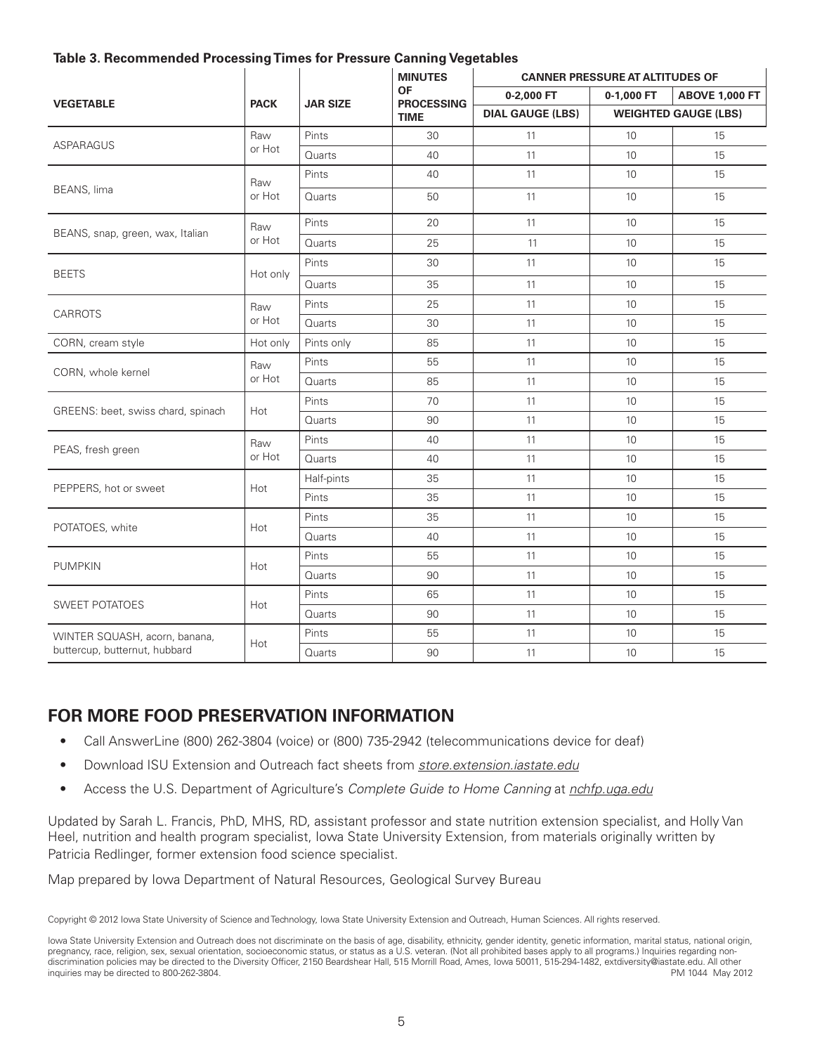**Table 3. Recommended Processing Times for Pressure Canning Vegetables**

| VEGETABLE | PACK | JAR SIZE | MINUTES OF PROCESSING TIME | CANNER PRESSURE AT ALTITUDES OF | | |
|---|---|---|---|---|---|---|
| | | | | 0-2,000 FT | 0-1,000 FT | ABOVE 1,000 FT |
| | | | | DIAL GAUGE (LBS) | WEIGHTED GAUGE (LBS) | |
| ASPARAGUS | Raw or Hot | Pints | 30 | 11 | 10 | 15 |
| | | Quarts | 40 | 11 | 10 | 15 |
| BEANS, lima | Raw or Hot | Pints | 40 | 11 | 10 | 15 |
| | | Quarts | 50 | 11 | 10 | 15 |
| BEANS, snap, green, wax, Italian | Raw or Hot | Pints | 20 | 11 | 10 | 15 |
| | | Quarts | 25 | 11 | 10 | 15 |
| BEETS | Hot only | Pints | 30 | 11 | 10 | 15 |
| | | Quarts | 35 | 11 | 10 | 15 |
| CARROTS | Raw or Hot | Pints | 25 | 11 | 10 | 15 |
| | | Quarts | 30 | 11 | 10 | 15 |
| CORN, cream style | Hot only | Pints only | 85 | 11 | 10 | 15 |
| CORN, whole kernel | Raw or Hot | Pints | 55 | 11 | 10 | 15 |
| | | Quarts | 85 | 11 | 10 | 15 |
| GREENS: beet, swiss chard, spinach | Hot | Pints | 70 | 11 | 10 | 15 |
| | | Quarts | 90 | 11 | 10 | 15 |
| PEAS, fresh green | Raw or Hot | Pints | 40 | 11 | 10 | 15 |
| | | Quarts | 40 | 11 | 10 | 15 |
| PEPPERS, hot or sweet | Hot | Half-pints | 35 | 11 | 10 | 15 |
| | | Pints | 35 | 11 | 10 | 15 |
| POTATOES, white | Hot | Pints | 35 | 11 | 10 | 15 |
| | | Quarts | 40 | 11 | 10 | 15 |
| PUMPKIN | Hot | Pints | 55 | 11 | 10 | 15 |
| | | Quarts | 90 | 11 | 10 | 15 |
| SWEET POTATOES | Hot | Pints | 65 | 11 | 10 | 15 |
| | | Quarts | 90 | 11 | 10 | 15 |
| WINTER SQUASH, acorn, banana, buttercup, butternut, hubbard | Hot | Pints | 55 | 11 | 10 | 15 |
| | | Quarts | 90 | 11 | 10 | 15 |

## FOR MORE FOOD PRESERVATION INFORMATION

- Call AnswerLine (800) 262-3804 (voice) or (800) 735-2942 (telecommunications device for deaf)
- Download ISU Extension and Outreach fact sheets from *store.extension.iastate.edu*
- Access the U.S. Department of Agriculture's *Complete Guide to Home Canning* at *nchfp.uga.edu*

Updated by Sarah L. Francis, PhD, MHS, RD, assistant professor and state nutrition extension specialist, and Holly Van Heel, nutrition and health program specialist, Iowa State University Extension, from materials originally written by Patricia Redlinger, former extension food science specialist.

Map prepared by Iowa Department of Natural Resources, Geological Survey Bureau

Copyright © 2012 Iowa State University of Science and Technology, Iowa State University Extension and Outreach, Human Sciences. All rights reserved.

Iowa State University Extension and Outreach does not discriminate on the basis of age, disability, ethnicity, gender identity, genetic information, marital status, national origin, pregnancy, race, religion, sex, sexual orientation, socioeconomic status, or status as a U.S. veteran. (Not all prohibited bases apply to all programs.) Inquiries regarding non-discrimination policies may be directed to the Diversity Officer, 2150 Beardshear Hall, 515 Morrill Road, Ames, Iowa 50011, 515-294-1482, extdiversity@iastate.edu. All other inquiries may be directed to 800-262-3804.

PM 1044 May 2012